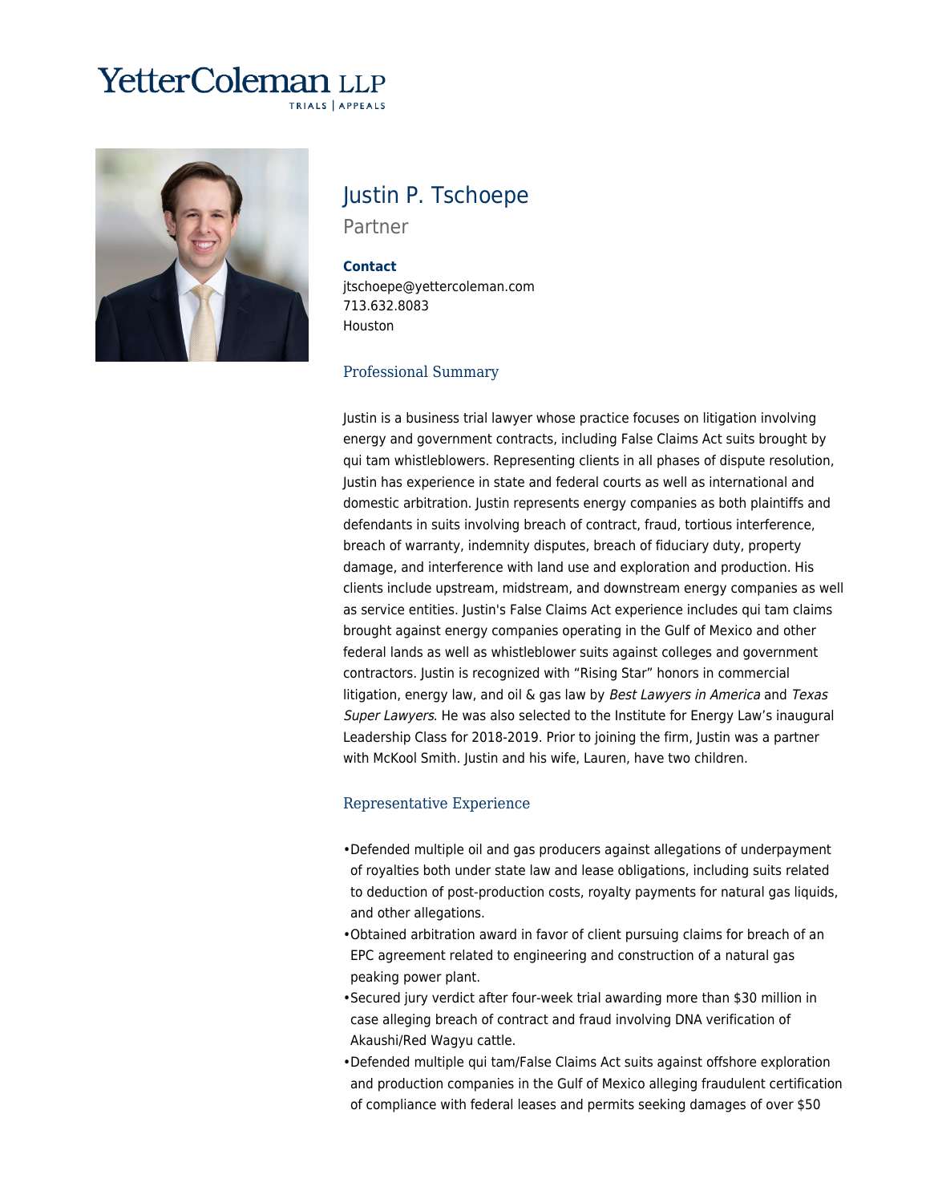# YetterColeman LLP

TRIALS | APPEALS

## Justin P. Tschoepe

Partner

**Contact**

jtschoepe@yettercoleman.com
713.632.8083
Houston

### Professional Summary

Justin is a business trial lawyer whose practice focuses on litigation involving energy and government contracts, including False Claims Act suits brought by qui tam whistleblowers. Representing clients in all phases of dispute resolution, Justin has experience in state and federal courts as well as international and domestic arbitration. Justin represents energy companies as both plaintiffs and defendants in suits involving breach of contract, fraud, tortious interference, breach of warranty, indemnity disputes, breach of fiduciary duty, property damage, and interference with land use and exploration and production. His clients include upstream, midstream, and downstream energy companies as well as service entities. Justin's False Claims Act experience includes qui tam claims brought against energy companies operating in the Gulf of Mexico and other federal lands as well as whistleblower suits against colleges and government contractors. Justin is recognized with "Rising Star" honors in commercial litigation, energy law, and oil & gas law by *Best Lawyers in America* and *Texas Super Lawyers*. He was also selected to the Institute for Energy Law's inaugural Leadership Class for 2018-2019. Prior to joining the firm, Justin was a partner with McKool Smith. Justin and his wife, Lauren, have two children.

### Representative Experience

- Defended multiple oil and gas producers against allegations of underpayment of royalties both under state law and lease obligations, including suits related to deduction of post-production costs, royalty payments for natural gas liquids, and other allegations.
- Obtained arbitration award in favor of client pursuing claims for breach of an EPC agreement related to engineering and construction of a natural gas peaking power plant.
- Secured jury verdict after four-week trial awarding more than $30 million in case alleging breach of contract and fraud involving DNA verification of Akaushi/Red Wagyu cattle.
- Defended multiple qui tam/False Claims Act suits against offshore exploration and production companies in the Gulf of Mexico alleging fraudulent certification of compliance with federal leases and permits seeking damages of over $50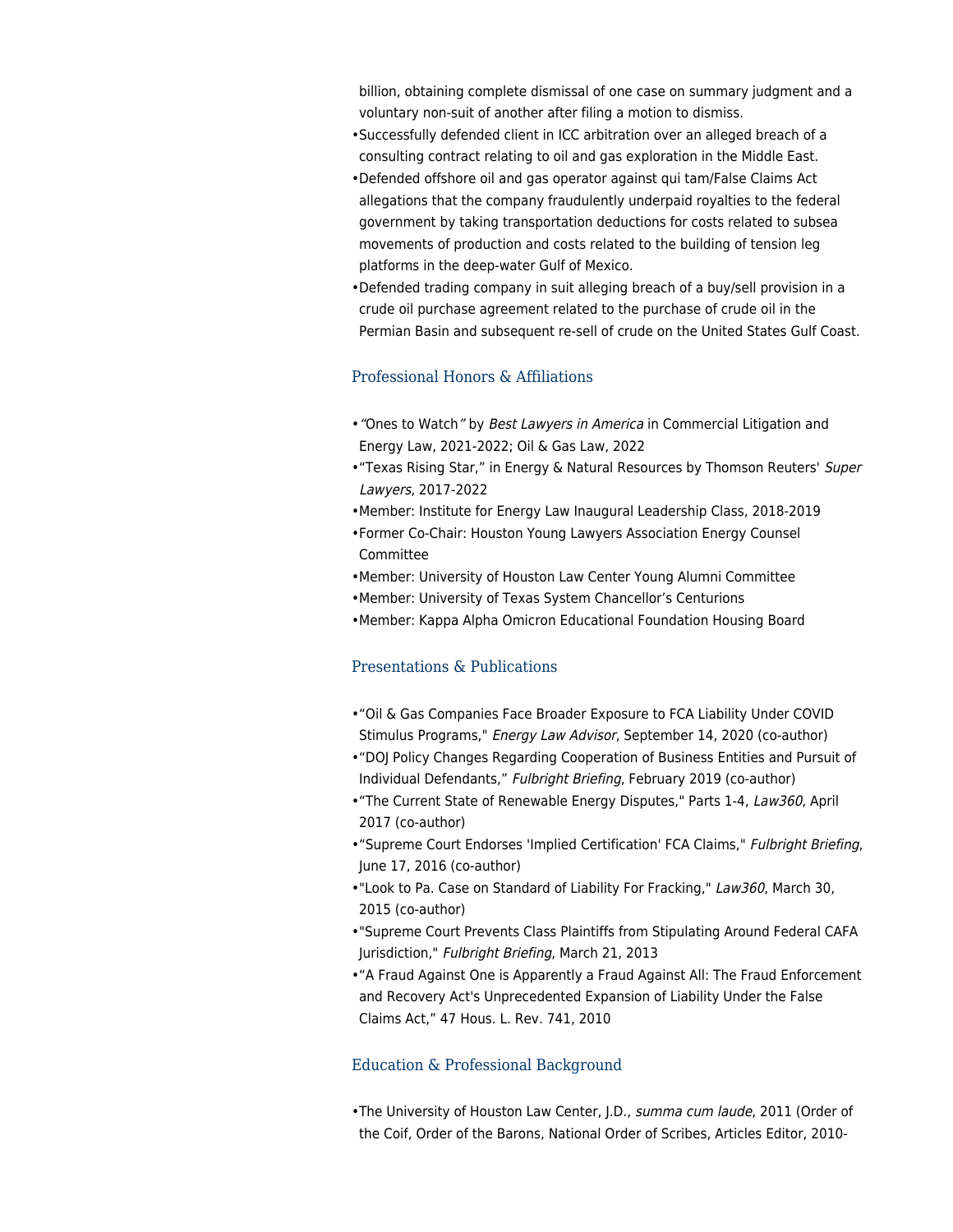billion, obtaining complete dismissal of one case on summary judgment and a voluntary non-suit of another after filing a motion to dismiss.

- Successfully defended client in ICC arbitration over an alleged breach of a consulting contract relating to oil and gas exploration in the Middle East.
- Defended offshore oil and gas operator against qui tam/False Claims Act allegations that the company fraudulently underpaid royalties to the federal government by taking transportation deductions for costs related to subsea movements of production and costs related to the building of tension leg platforms in the deep-water Gulf of Mexico.
- Defended trading company in suit alleging breach of a buy/sell provision in a crude oil purchase agreement related to the purchase of crude oil in the Permian Basin and subsequent re-sell of crude on the United States Gulf Coast.

## Professional Honors & Affiliations

- *"Ones to Watch"* by *Best Lawyers in America* in Commercial Litigation and Energy Law, 2021-2022; Oil & Gas Law, 2022
- "Texas Rising Star," in Energy & Natural Resources by Thomson Reuters' *Super Lawyers*, 2017-2022
- Member: Institute for Energy Law Inaugural Leadership Class, 2018-2019
- Former Co-Chair: Houston Young Lawyers Association Energy Counsel Committee
- Member: University of Houston Law Center Young Alumni Committee
- Member: University of Texas System Chancellor's Centurions
- Member: Kappa Alpha Omicron Educational Foundation Housing Board

## Presentations & Publications

- "Oil & Gas Companies Face Broader Exposure to FCA Liability Under COVID Stimulus Programs," *Energy Law Advisor*, September 14, 2020 (co-author)
- "DOJ Policy Changes Regarding Cooperation of Business Entities and Pursuit of Individual Defendants," *Fulbright Briefing*, February 2019 (co-author)
- "The Current State of Renewable Energy Disputes," Parts 1-4, *Law360*, April 2017 (co-author)
- "Supreme Court Endorses 'Implied Certification' FCA Claims," *Fulbright Briefing*, June 17, 2016 (co-author)
- "Look to Pa. Case on Standard of Liability For Fracking," *Law360*, March 30, 2015 (co-author)
- "Supreme Court Prevents Class Plaintiffs from Stipulating Around Federal CAFA Jurisdiction," *Fulbright Briefing*, March 21, 2013
- "A Fraud Against One is Apparently a Fraud Against All: The Fraud Enforcement and Recovery Act's Unprecedented Expansion of Liability Under the False Claims Act," 47 Hous. L. Rev. 741, 2010

## Education & Professional Background

- The University of Houston Law Center, J.D., *summa cum laude*, 2011 (Order of the Coif, Order of the Barons, National Order of Scribes, Articles Editor, 2010-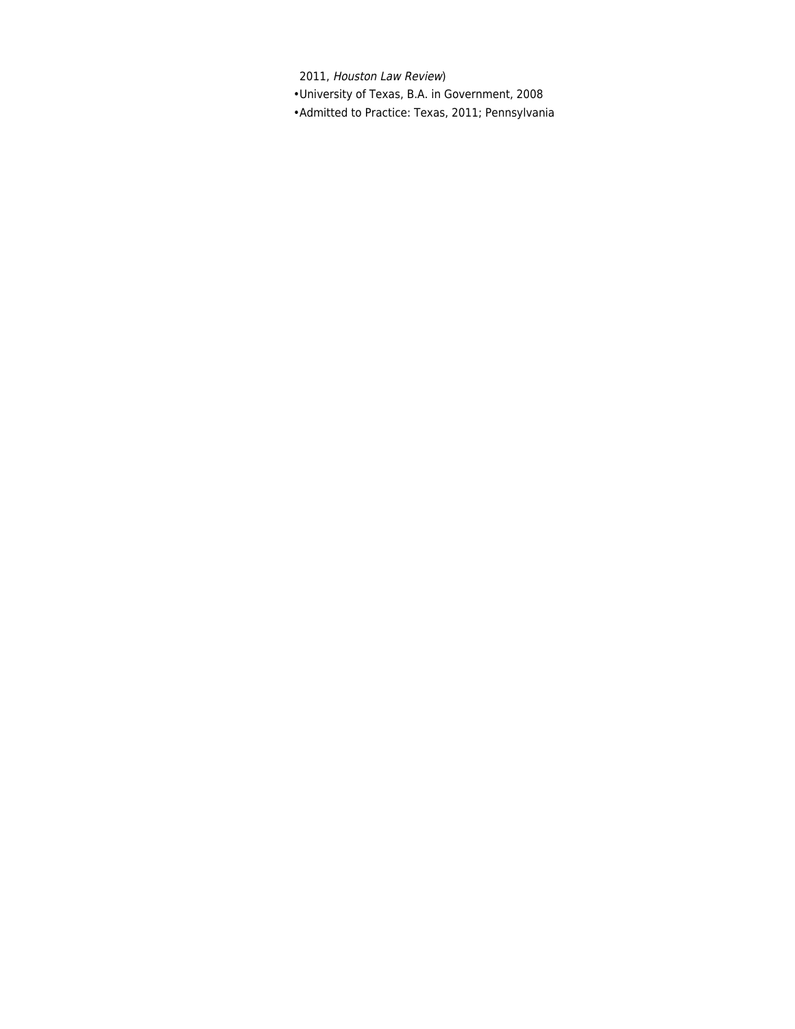2011, *Houston Law Review*)

- University of Texas, B.A. in Government, 2008
- Admitted to Practice: Texas, 2011; Pennsylvania